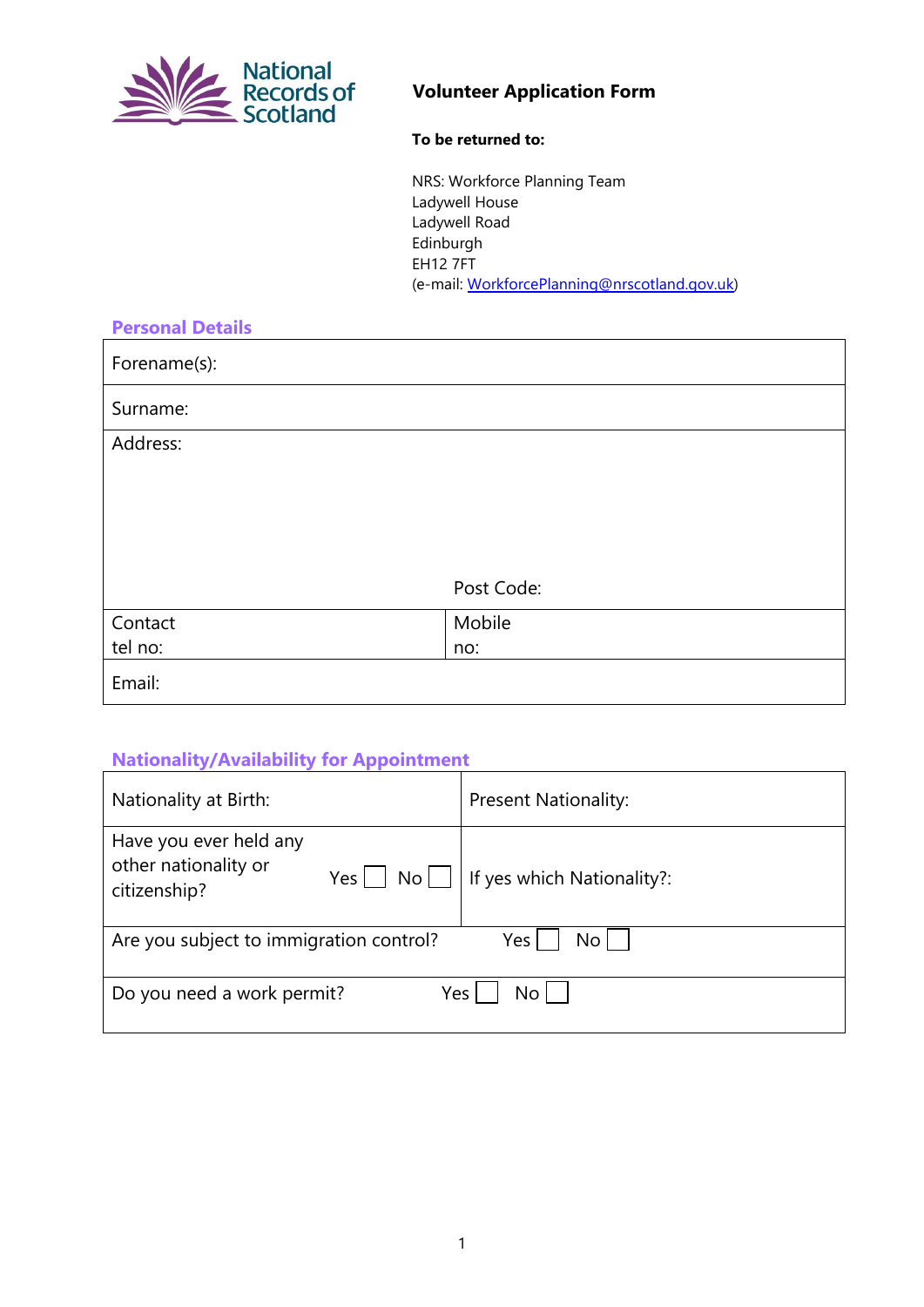National Records of Scotland

# Volunteer Application Form

**To be returned to:**

NRS: Workforce Planning Team
Ladywell House
Ladywell Road
Edinburgh
EH12 7FT
(e-mail: WorkforcePlanning@nrscotland.gov.uk)

## Personal Details

| Forename(s): | |
|---|---|
| Surname: | |
| Address: | Post Code: |
| Contact tel no: | Mobile no: |
| Email: | |

## Nationality/Availability for Appointment

| Nationality at Birth: | Present Nationality: |
|---|---|
| Have you ever held any other nationality or citizenship? Yes ☐ No ☐ | If yes which Nationality?: |
| Are you subject to immigration control? Yes ☐ No ☐ | |
| Do you need a work permit? Yes ☐ No ☐ | |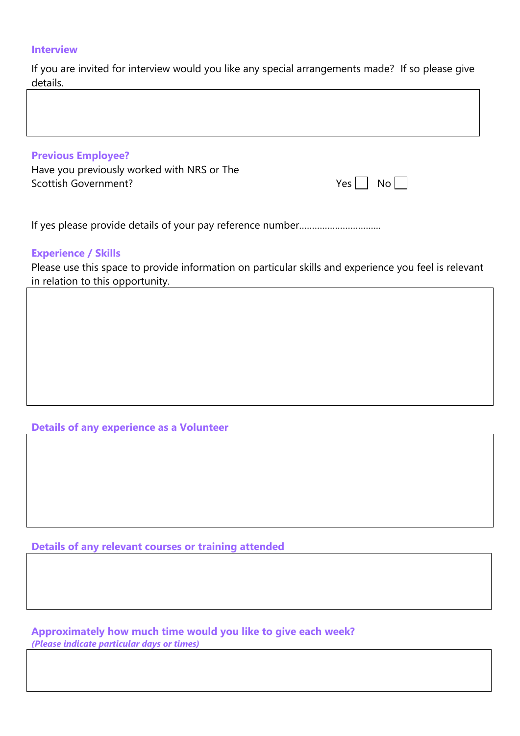### Interview

If you are invited for interview would you like any special arrangements made? If so please give details.

### Previous Employee?

Have you previously worked with NRS or The Scottish Government?

Yes ☐ No ☐

If yes please provide details of your pay reference number...............................

### Experience / Skills

Please use this space to provide information on particular skills and experience you feel is relevant in relation to this opportunity.

### Details of any experience as a Volunteer

### Details of any relevant courses or training attended

### Approximately how much time would you like to give each week?

***(Please indicate particular days or times)***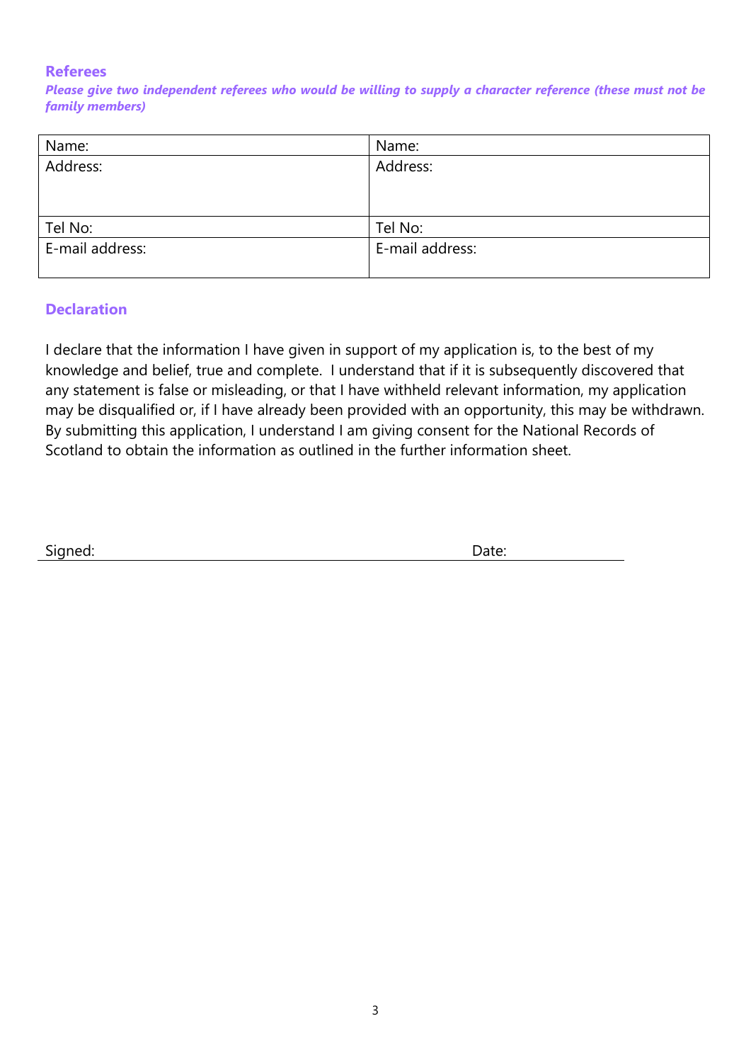## Referees

***Please give two independent referees who would be willing to supply a character reference (these must not be family members)***

| Name: | Name: |
|---|---|
| Address: | Address: |
| Tel No: | Tel No: |
| E-mail address: | E-mail address: |

## Declaration

I declare that the information I have given in support of my application is, to the best of my knowledge and belief, true and complete. I understand that if it is subsequently discovered that any statement is false or misleading, or that I have withheld relevant information, my application may be disqualified or, if I have already been provided with an opportunity, this may be withdrawn. By submitting this application, I understand I am giving consent for the National Records of Scotland to obtain the information as outlined in the further information sheet.

Signed: _______________________________________________ Date: _______________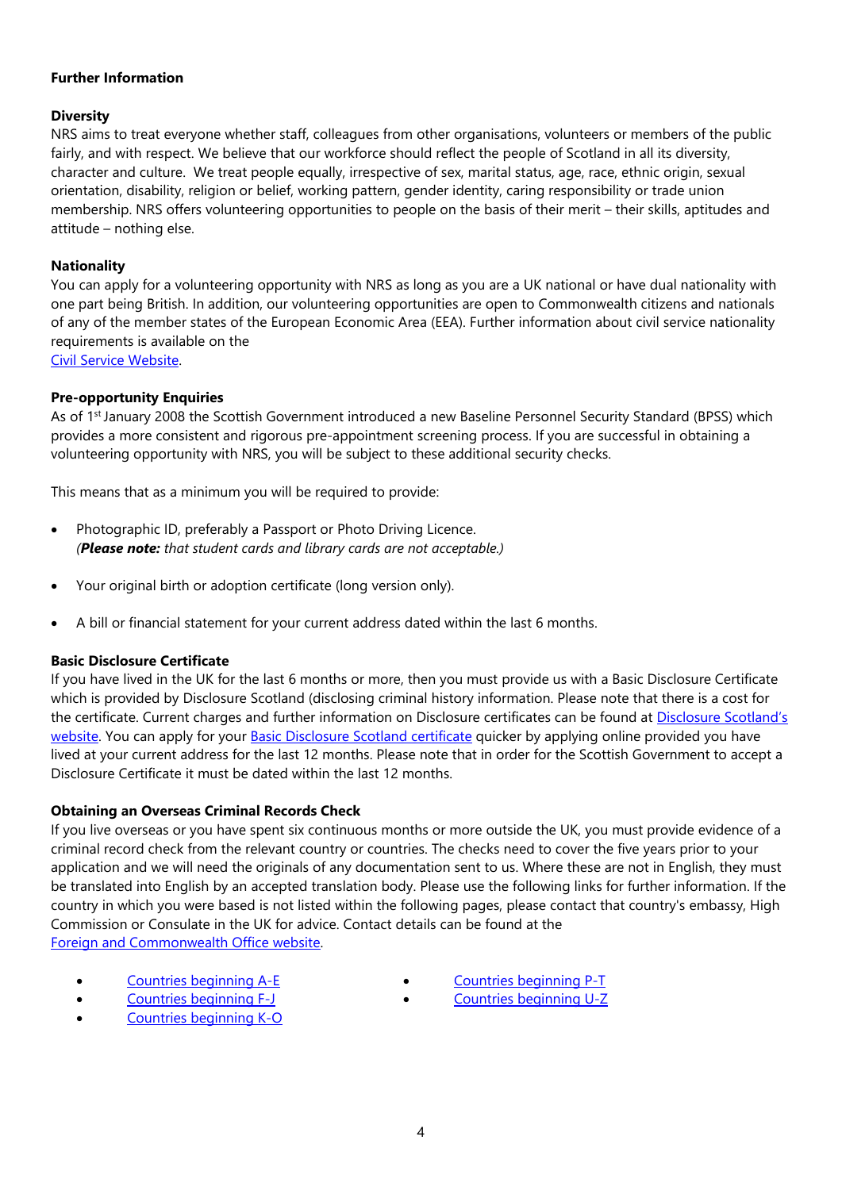**Further Information**

**Diversity**

NRS aims to treat everyone whether staff, colleagues from other organisations, volunteers or members of the public fairly, and with respect. We believe that our workforce should reflect the people of Scotland in all its diversity, character and culture. We treat people equally, irrespective of sex, marital status, age, race, ethnic origin, sexual orientation, disability, religion or belief, working pattern, gender identity, caring responsibility or trade union membership. NRS offers volunteering opportunities to people on the basis of their merit – their skills, aptitudes and attitude – nothing else.

**Nationality**

You can apply for a volunteering opportunity with NRS as long as you are a UK national or have dual nationality with one part being British. In addition, our volunteering opportunities are open to Commonwealth citizens and nationals of any of the member states of the European Economic Area (EEA). Further information about civil service nationality requirements is available on the
Civil Service Website.

**Pre-opportunity Enquiries**

As of 1st January 2008 the Scottish Government introduced a new Baseline Personnel Security Standard (BPSS) which provides a more consistent and rigorous pre-appointment screening process. If you are successful in obtaining a volunteering opportunity with NRS, you will be subject to these additional security checks.

This means that as a minimum you will be required to provide:

- Photographic ID, preferably a Passport or Photo Driving Licence.
  *(**Please note:** that student cards and library cards are not acceptable.)*
- Your original birth or adoption certificate (long version only).
- A bill or financial statement for your current address dated within the last 6 months.

**Basic Disclosure Certificate**

If you have lived in the UK for the last 6 months or more, then you must provide us with a Basic Disclosure Certificate which is provided by Disclosure Scotland (disclosing criminal history information. Please note that there is a cost for the certificate. Current charges and further information on Disclosure certificates can be found at Disclosure Scotland's website. You can apply for your Basic Disclosure Scotland certificate quicker by applying online provided you have lived at your current address for the last 12 months. Please note that in order for the Scottish Government to accept a Disclosure Certificate it must be dated within the last 12 months.

**Obtaining an Overseas Criminal Records Check**

If you live overseas or you have spent six continuous months or more outside the UK, you must provide evidence of a criminal record check from the relevant country or countries. The checks need to cover the five years prior to your application and we will need the originals of any documentation sent to us. Where these are not in English, they must be translated into English by an accepted translation body. Please use the following links for further information. If the country in which you were based is not listed within the following pages, please contact that country's embassy, High Commission or Consulate in the UK for advice. Contact details can be found at the
Foreign and Commonwealth Office website.

- Countries beginning A-E
- Countries beginning F-J
- Countries beginning K-O
- Countries beginning P-T
- Countries beginning U-Z